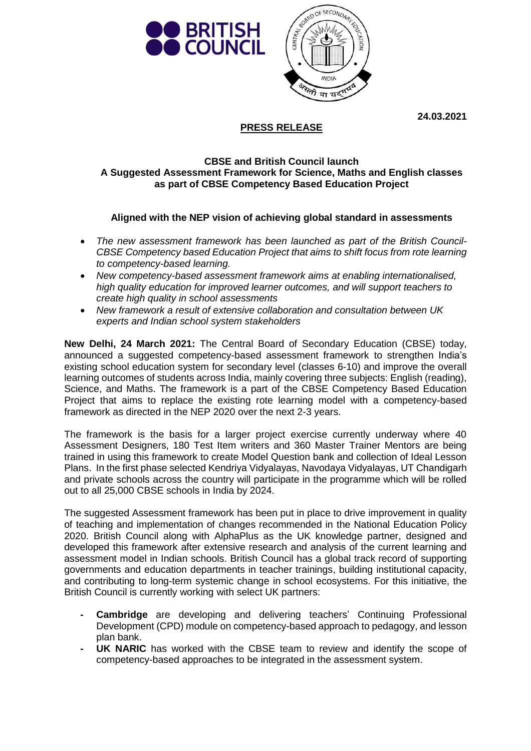24.03.2021

**PRESS RELEASE**

**CBSE and British Council launch**
**A Suggested Assessment Framework for Science, Maths and English classes as part of CBSE Competency Based Education Project**

**Aligned with the NEP vision of achieving global standard in assessments**

- *The new assessment framework has been launched as part of the British Council-CBSE Competency based Education Project that aims to shift focus from rote learning to competency-based learning.*
- *New competency-based assessment framework aims at enabling internationalised, high quality education for improved learner outcomes, and will support teachers to create high quality in school assessments*
- *New framework a result of extensive collaboration and consultation between UK experts and Indian school system stakeholders*

**New Delhi, 24 March 2021:** The Central Board of Secondary Education (CBSE) today, announced a suggested competency-based assessment framework to strengthen India's existing school education system for secondary level (classes 6-10) and improve the overall learning outcomes of students across India, mainly covering three subjects: English (reading), Science, and Maths. The framework is a part of the CBSE Competency Based Education Project that aims to replace the existing rote learning model with a competency-based framework as directed in the NEP 2020 over the next 2-3 years.

The framework is the basis for a larger project exercise currently underway where 40 Assessment Designers, 180 Test Item writers and 360 Master Trainer Mentors are being trained in using this framework to create Model Question bank and collection of Ideal Lesson Plans. In the first phase selected Kendriya Vidyalayas, Navodaya Vidyalayas, UT Chandigarh and private schools across the country will participate in the programme which will be rolled out to all 25,000 CBSE schools in India by 2024.

The suggested Assessment framework has been put in place to drive improvement in quality of teaching and implementation of changes recommended in the National Education Policy 2020. British Council along with AlphaPlus as the UK knowledge partner, designed and developed this framework after extensive research and analysis of the current learning and assessment model in Indian schools. British Council has a global track record of supporting governments and education departments in teacher trainings, building institutional capacity, and contributing to long-term systemic change in school ecosystems. For this initiative, the British Council is currently working with select UK partners:

- **Cambridge** are developing and delivering teachers' Continuing Professional Development (CPD) module on competency-based approach to pedagogy, and lesson plan bank.
- **UK NARIC** has worked with the CBSE team to review and identify the scope of competency-based approaches to be integrated in the assessment system.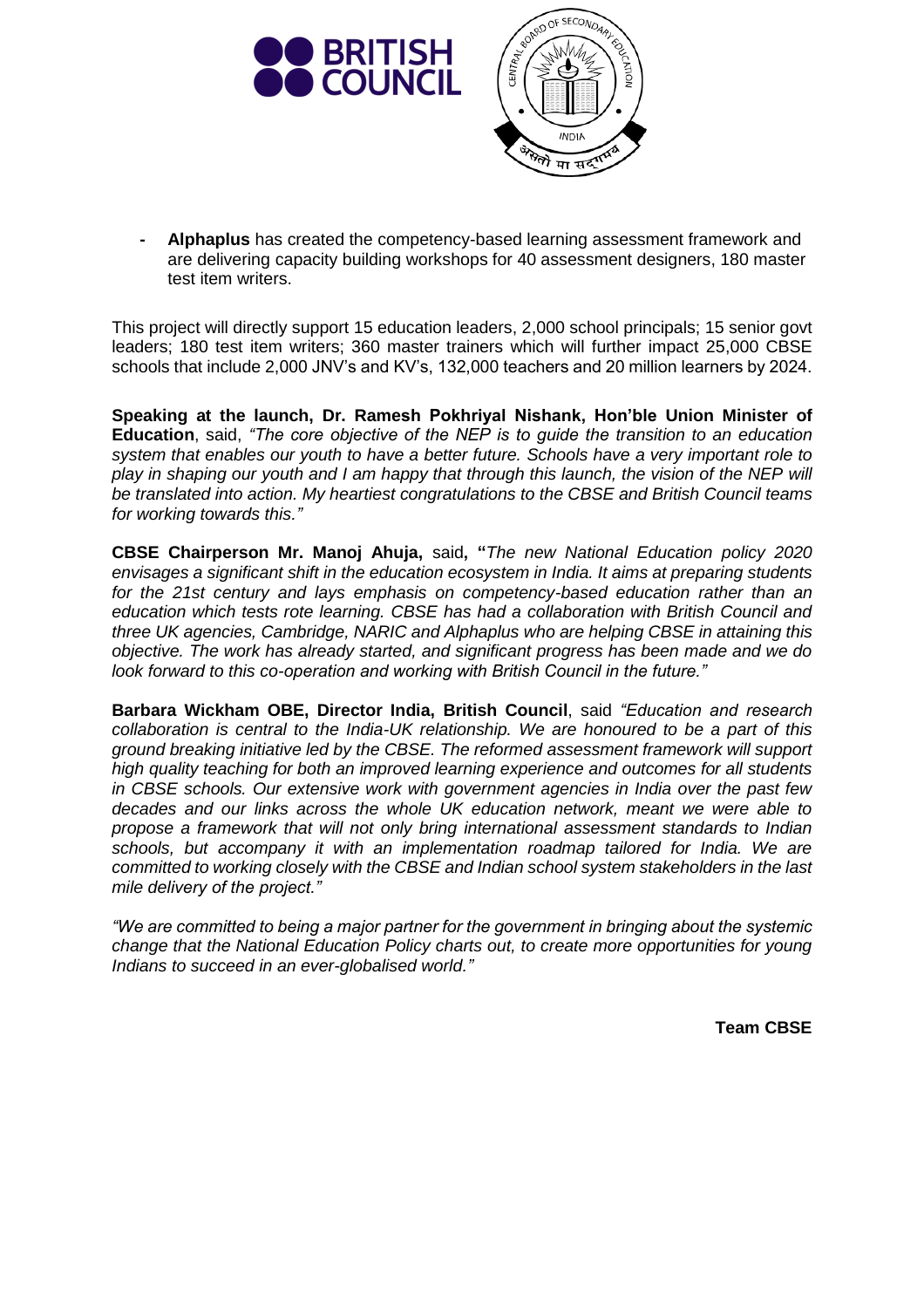- **Alphaplus** has created the competency-based learning assessment framework and are delivering capacity building workshops for 40 assessment designers, 180 master test item writers.

This project will directly support 15 education leaders, 2,000 school principals; 15 senior govt leaders; 180 test item writers; 360 master trainers which will further impact 25,000 CBSE schools that include 2,000 JNV's and KV's, 132,000 teachers and 20 million learners by 2024.

**Speaking at the launch, Dr. Ramesh Pokhriyal Nishank, Hon'ble Union Minister of Education**, said, *"The core objective of the NEP is to guide the transition to an education system that enables our youth to have a better future. Schools have a very important role to play in shaping our youth and I am happy that through this launch, the vision of the NEP will be translated into action. My heartiest congratulations to the CBSE and British Council teams for working towards this."*

**CBSE Chairperson Mr. Manoj Ahuja,** said**, "***The new National Education policy 2020 envisages a significant shift in the education ecosystem in India. It aims at preparing students for the 21st century and lays emphasis on competency-based education rather than an education which tests rote learning. CBSE has had a collaboration with British Council and three UK agencies, Cambridge, NARIC and Alphaplus who are helping CBSE in attaining this objective. The work has already started, and significant progress has been made and we do look forward to this co-operation and working with British Council in the future."*

**Barbara Wickham OBE, Director India, British Council**, said *"Education and research collaboration is central to the India-UK relationship. We are honoured to be a part of this ground breaking initiative led by the CBSE. The reformed assessment framework will support high quality teaching for both an improved learning experience and outcomes for all students in CBSE schools. Our extensive work with government agencies in India over the past few decades and our links across the whole UK education network, meant we were able to propose a framework that will not only bring international assessment standards to Indian schools, but accompany it with an implementation roadmap tailored for India. We are committed to working closely with the CBSE and Indian school system stakeholders in the last mile delivery of the project."*

*"We are committed to being a major partner for the government in bringing about the systemic change that the National Education Policy charts out, to create more opportunities for young Indians to succeed in an ever-globalised world."*

**Team CBSE**